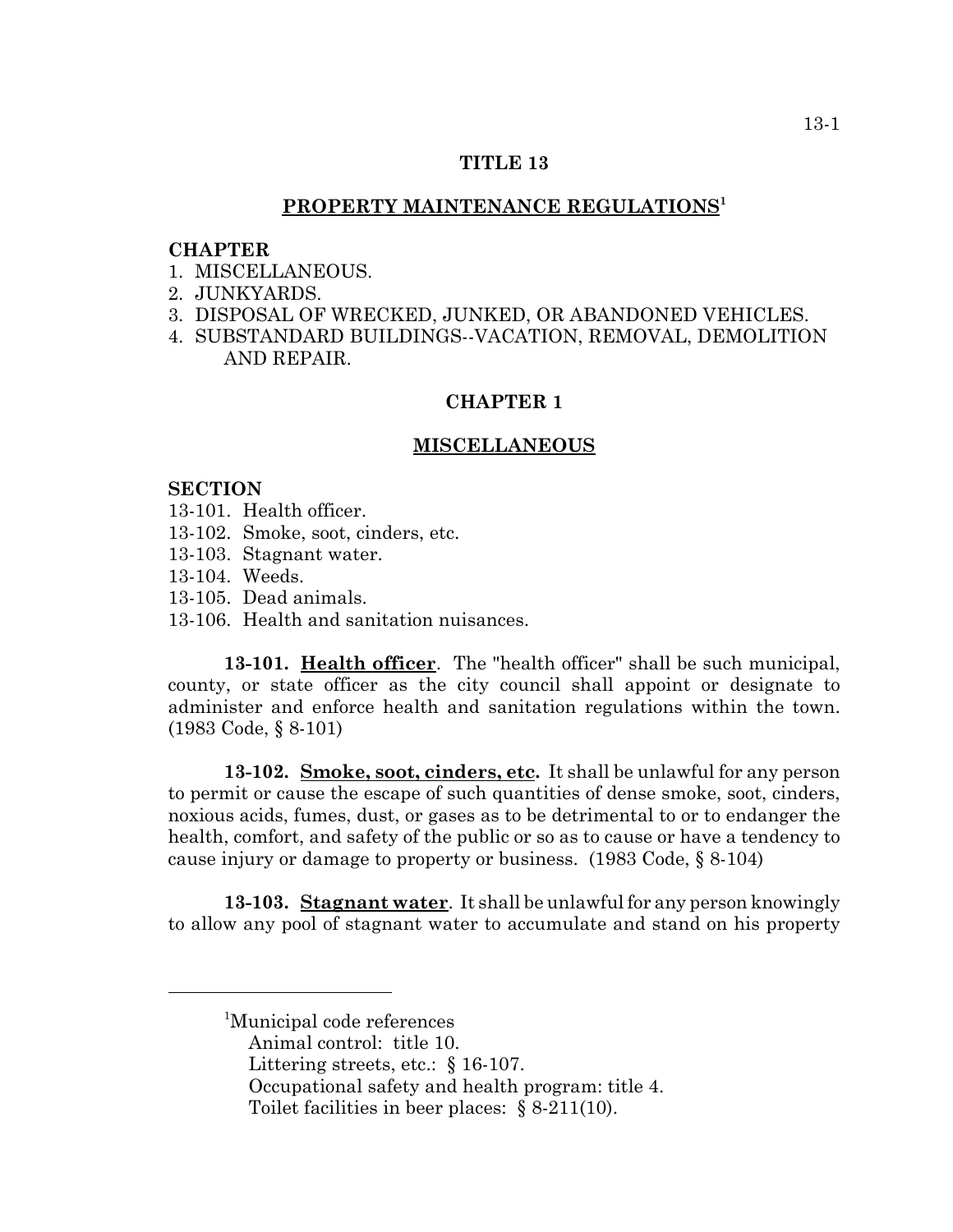# TITLE 13

## PROPERTY MAINTENANCE REGULATIONS[1]

**CHAPTER**
1. MISCELLANEOUS.
2. JUNKYARDS.
3. DISPOSAL OF WRECKED, JUNKED, OR ABANDONED VEHICLES.
4. SUBSTANDARD BUILDINGS--VACATION, REMOVAL, DEMOLITION AND REPAIR.

## CHAPTER 1

## MISCELLANEOUS

**SECTION**
13-101. Health officer.
13-102. Smoke, soot, cinders, etc.
13-103. Stagnant water.
13-104. Weeds.
13-105. Dead animals.
13-106. Health and sanitation nuisances.

**13-101. Health officer**. The "health officer" shall be such municipal, county, or state officer as the city council shall appoint or designate to administer and enforce health and sanitation regulations within the town. (1983 Code, § 8-101)

**13-102. Smoke, soot, cinders, etc.** It shall be unlawful for any person to permit or cause the escape of such quantities of dense smoke, soot, cinders, noxious acids, fumes, dust, or gases as to be detrimental to or to endanger the health, comfort, and safety of the public or so as to cause or have a tendency to cause injury or damage to property or business. (1983 Code, § 8-104)

**13-103. Stagnant water**. It shall be unlawful for any person knowingly to allow any pool of stagnant water to accumulate and stand on his property

---

[1]Municipal code references
Animal control: title 10.
Littering streets, etc.: § 16-107.
Occupational safety and health program: title 4.
Toilet facilities in beer places: § 8-211(10).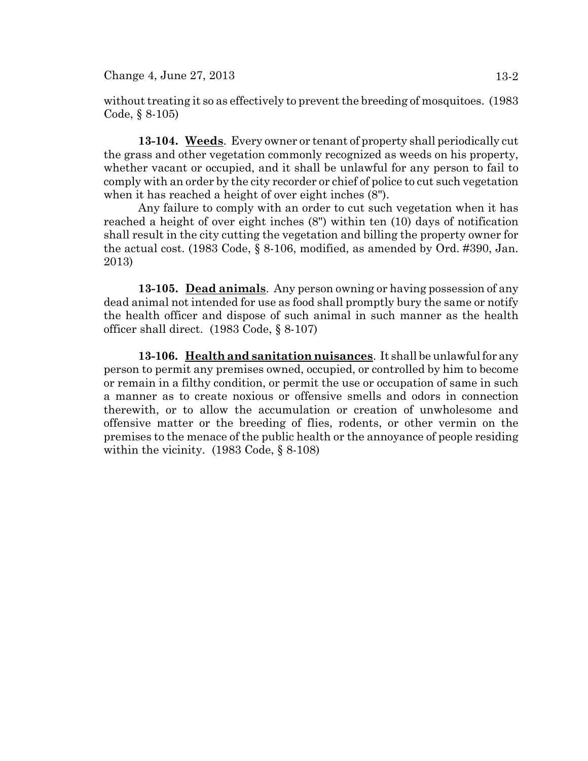without treating it so as effectively to prevent the breeding of mosquitoes. (1983 Code, § 8-105)

**13-104. Weeds**. Every owner or tenant of property shall periodically cut the grass and other vegetation commonly recognized as weeds on his property, whether vacant or occupied, and it shall be unlawful for any person to fail to comply with an order by the city recorder or chief of police to cut such vegetation when it has reached a height of over eight inches (8").

Any failure to comply with an order to cut such vegetation when it has reached a height of over eight inches (8") within ten (10) days of notification shall result in the city cutting the vegetation and billing the property owner for the actual cost. (1983 Code, § 8-106, modified, as amended by Ord. #390, Jan. 2013)

**13-105. Dead animals**. Any person owning or having possession of any dead animal not intended for use as food shall promptly bury the same or notify the health officer and dispose of such animal in such manner as the health officer shall direct. (1983 Code, § 8-107)

**13-106. Health and sanitation nuisances**. It shall be unlawful for any person to permit any premises owned, occupied, or controlled by him to become or remain in a filthy condition, or permit the use or occupation of same in such a manner as to create noxious or offensive smells and odors in connection therewith, or to allow the accumulation or creation of unwholesome and offensive matter or the breeding of flies, rodents, or other vermin on the premises to the menace of the public health or the annoyance of people residing within the vicinity. (1983 Code, § 8-108)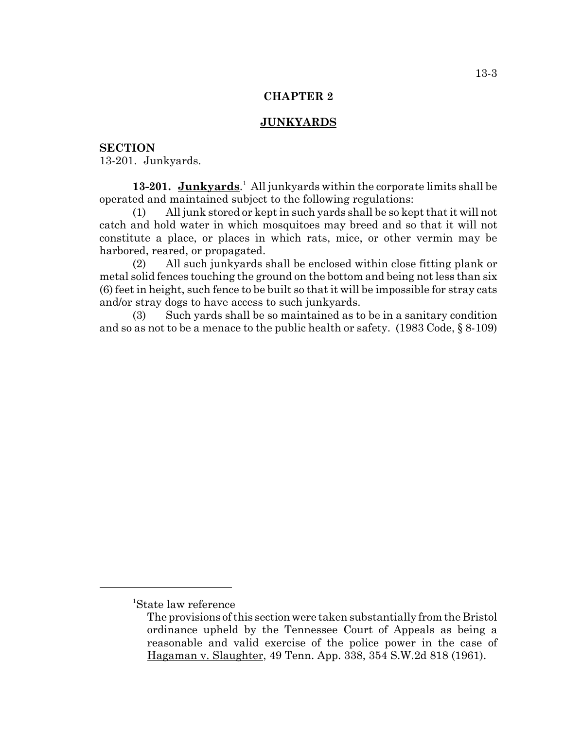## CHAPTER 2

## JUNKYARDS

**SECTION**
13-201. Junkyards.

**13-201. Junkyards**.[1] All junkyards within the corporate limits shall be operated and maintained subject to the following regulations:

(1) All junk stored or kept in such yards shall be so kept that it will not catch and hold water in which mosquitoes may breed and so that it will not constitute a place, or places in which rats, mice, or other vermin may be harbored, reared, or propagated.

(2) All such junkyards shall be enclosed within close fitting plank or metal solid fences touching the ground on the bottom and being not less than six (6) feet in height, such fence to be built so that it will be impossible for stray cats and/or stray dogs to have access to such junkyards.

(3) Such yards shall be so maintained as to be in a sanitary condition and so as not to be a menace to the public health or safety. (1983 Code, § 8-109)

---

[1]State law reference

The provisions of this section were taken substantially from the Bristol ordinance upheld by the Tennessee Court of Appeals as being a reasonable and valid exercise of the police power in the case of Hagaman v. Slaughter, 49 Tenn. App. 338, 354 S.W.2d 818 (1961).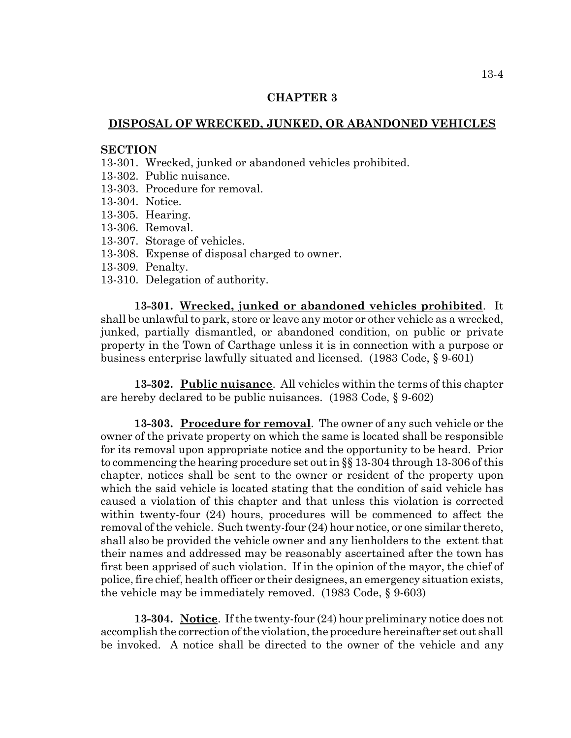## CHAPTER 3

## DISPOSAL OF WRECKED, JUNKED, OR ABANDONED VEHICLES

**SECTION**

13-301. Wrecked, junked or abandoned vehicles prohibited.
13-302. Public nuisance.
13-303. Procedure for removal.
13-304. Notice.
13-305. Hearing.
13-306. Removal.
13-307. Storage of vehicles.
13-308. Expense of disposal charged to owner.
13-309. Penalty.
13-310. Delegation of authority.

**13-301. Wrecked, junked or abandoned vehicles prohibited**. It shall be unlawful to park, store or leave any motor or other vehicle as a wrecked, junked, partially dismantled, or abandoned condition, on public or private property in the Town of Carthage unless it is in connection with a purpose or business enterprise lawfully situated and licensed. (1983 Code, § 9-601)

**13-302. Public nuisance**. All vehicles within the terms of this chapter are hereby declared to be public nuisances. (1983 Code, § 9-602)

**13-303. Procedure for removal**. The owner of any such vehicle or the owner of the private property on which the same is located shall be responsible for its removal upon appropriate notice and the opportunity to be heard. Prior to commencing the hearing procedure set out in §§ 13-304 through 13-306 of this chapter, notices shall be sent to the owner or resident of the property upon which the said vehicle is located stating that the condition of said vehicle has caused a violation of this chapter and that unless this violation is corrected within twenty-four (24) hours, procedures will be commenced to affect the removal of the vehicle. Such twenty-four (24) hour notice, or one similar thereto, shall also be provided the vehicle owner and any lienholders to the extent that their names and addressed may be reasonably ascertained after the town has first been apprised of such violation. If in the opinion of the mayor, the chief of police, fire chief, health officer or their designees, an emergency situation exists, the vehicle may be immediately removed. (1983 Code, § 9-603)

**13-304. Notice**. If the twenty-four (24) hour preliminary notice does not accomplish the correction of the violation, the procedure hereinafter set out shall be invoked. A notice shall be directed to the owner of the vehicle and any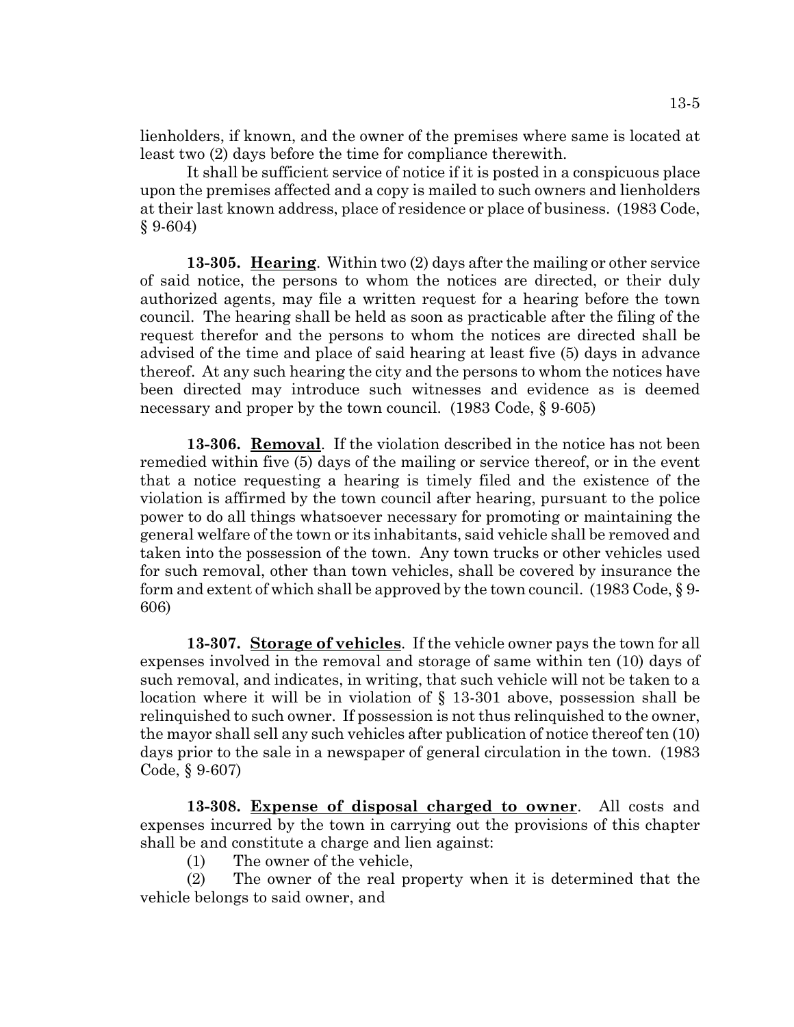lienholders, if known, and the owner of the premises where same is located at least two (2) days before the time for compliance therewith.

It shall be sufficient service of notice if it is posted in a conspicuous place upon the premises affected and a copy is mailed to such owners and lienholders at their last known address, place of residence or place of business. (1983 Code, § 9-604)

**13-305. Hearing**. Within two (2) days after the mailing or other service of said notice, the persons to whom the notices are directed, or their duly authorized agents, may file a written request for a hearing before the town council. The hearing shall be held as soon as practicable after the filing of the request therefor and the persons to whom the notices are directed shall be advised of the time and place of said hearing at least five (5) days in advance thereof. At any such hearing the city and the persons to whom the notices have been directed may introduce such witnesses and evidence as is deemed necessary and proper by the town council. (1983 Code, § 9-605)

**13-306. Removal**. If the violation described in the notice has not been remedied within five (5) days of the mailing or service thereof, or in the event that a notice requesting a hearing is timely filed and the existence of the violation is affirmed by the town council after hearing, pursuant to the police power to do all things whatsoever necessary for promoting or maintaining the general welfare of the town or its inhabitants, said vehicle shall be removed and taken into the possession of the town. Any town trucks or other vehicles used for such removal, other than town vehicles, shall be covered by insurance the form and extent of which shall be approved by the town council. (1983 Code, § 9-606)

**13-307. Storage of vehicles**. If the vehicle owner pays the town for all expenses involved in the removal and storage of same within ten (10) days of such removal, and indicates, in writing, that such vehicle will not be taken to a location where it will be in violation of § 13-301 above, possession shall be relinquished to such owner. If possession is not thus relinquished to the owner, the mayor shall sell any such vehicles after publication of notice thereof ten (10) days prior to the sale in a newspaper of general circulation in the town. (1983 Code, § 9-607)

**13-308. Expense of disposal charged to owner**. All costs and expenses incurred by the town in carrying out the provisions of this chapter shall be and constitute a charge and lien against:

(1) The owner of the vehicle,

(2) The owner of the real property when it is determined that the vehicle belongs to said owner, and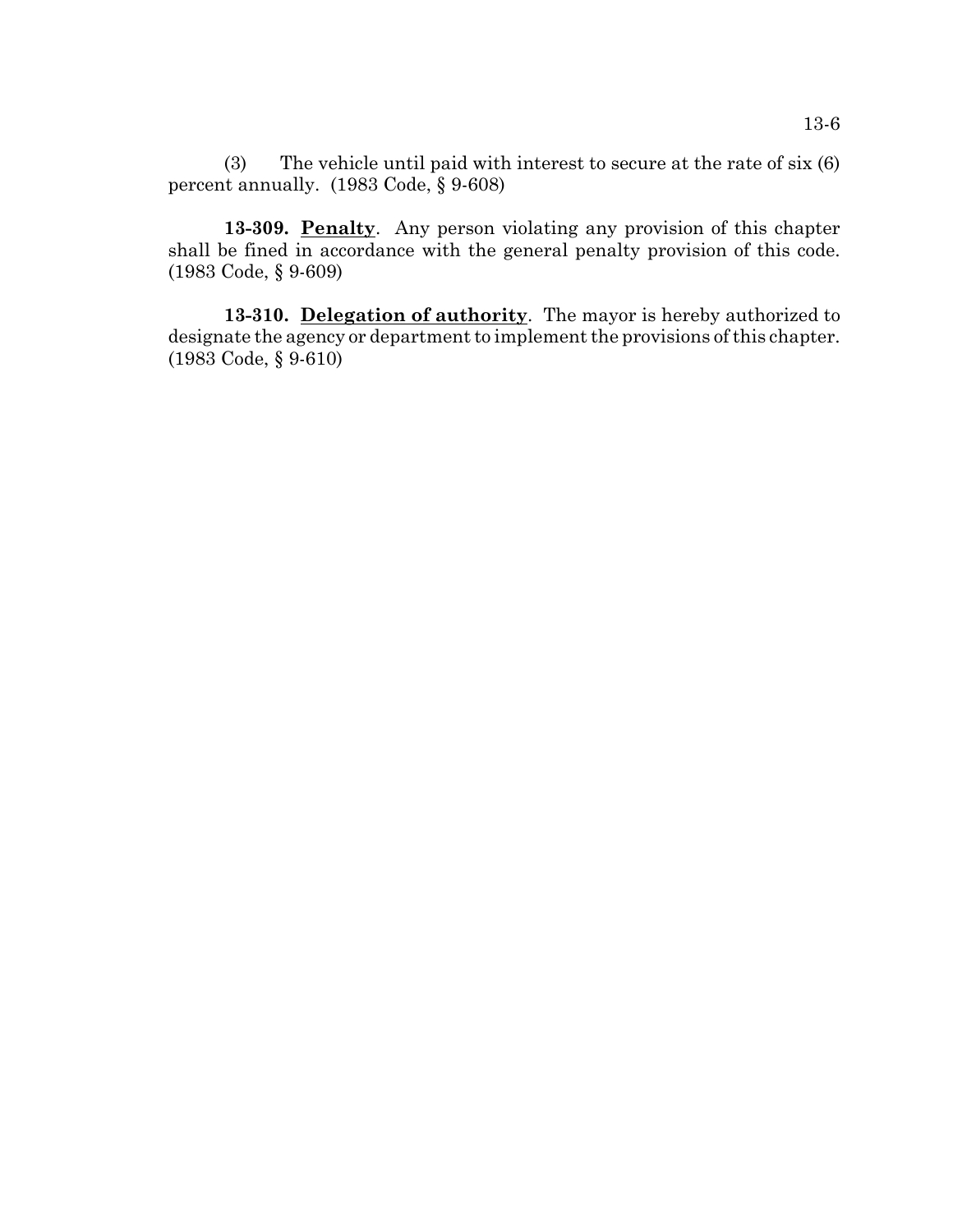(3) The vehicle until paid with interest to secure at the rate of six (6) percent annually. (1983 Code, § 9-608)

**13-309. Penalty**. Any person violating any provision of this chapter shall be fined in accordance with the general penalty provision of this code. (1983 Code, § 9-609)

**13-310. Delegation of authority**. The mayor is hereby authorized to designate the agency or department to implement the provisions of this chapter. (1983 Code, § 9-610)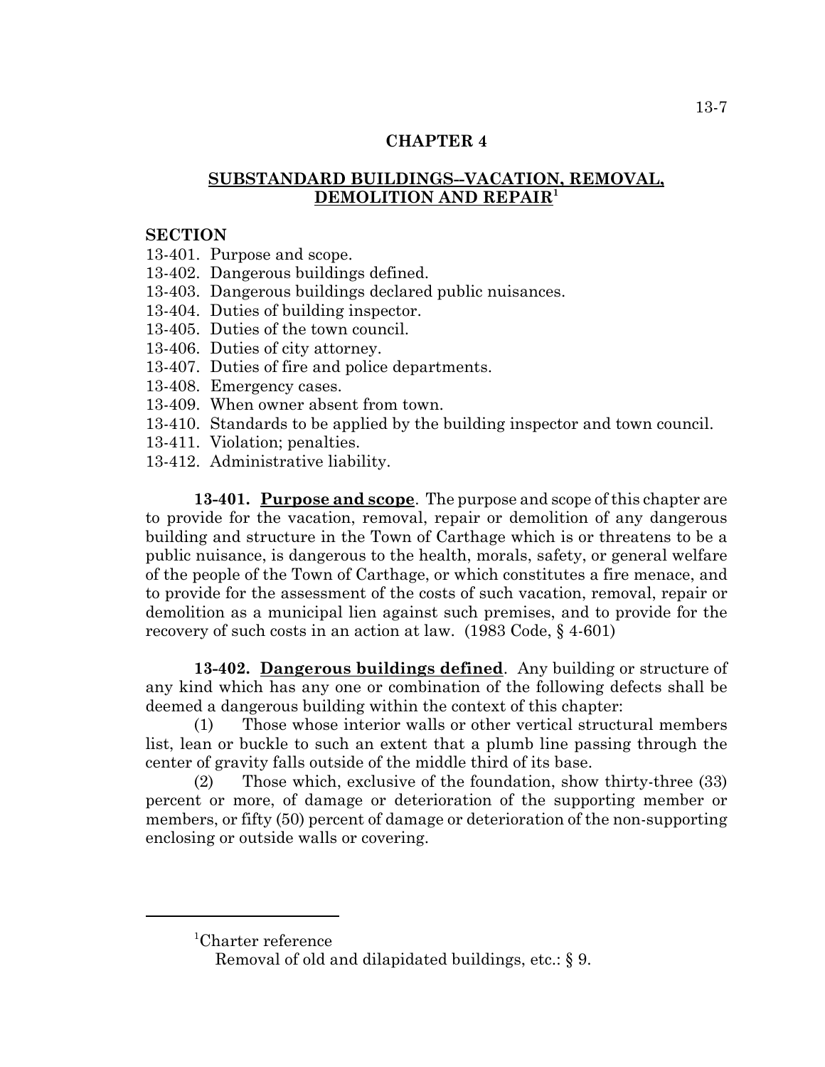## CHAPTER 4

## SUBSTANDARD BUILDINGS--VACATION, REMOVAL, DEMOLITION AND REPAIR[1]

**SECTION**

13-401. Purpose and scope.
13-402. Dangerous buildings defined.
13-403. Dangerous buildings declared public nuisances.
13-404. Duties of building inspector.
13-405. Duties of the town council.
13-406. Duties of city attorney.
13-407. Duties of fire and police departments.
13-408. Emergency cases.
13-409. When owner absent from town.
13-410. Standards to be applied by the building inspector and town council.
13-411. Violation; penalties.
13-412. Administrative liability.

**13-401. Purpose and scope**. The purpose and scope of this chapter are to provide for the vacation, removal, repair or demolition of any dangerous building and structure in the Town of Carthage which is or threatens to be a public nuisance, is dangerous to the health, morals, safety, or general welfare of the people of the Town of Carthage, or which constitutes a fire menace, and to provide for the assessment of the costs of such vacation, removal, repair or demolition as a municipal lien against such premises, and to provide for the recovery of such costs in an action at law. (1983 Code, § 4-601)

**13-402. Dangerous buildings defined**. Any building or structure of any kind which has any one or combination of the following defects shall be deemed a dangerous building within the context of this chapter:

(1) Those whose interior walls or other vertical structural members list, lean or buckle to such an extent that a plumb line passing through the center of gravity falls outside of the middle third of its base.

(2) Those which, exclusive of the foundation, show thirty-three (33) percent or more, of damage or deterioration of the supporting member or members, or fifty (50) percent of damage or deterioration of the non-supporting enclosing or outside walls or covering.

---

[1]Charter reference
Removal of old and dilapidated buildings, etc.: § 9.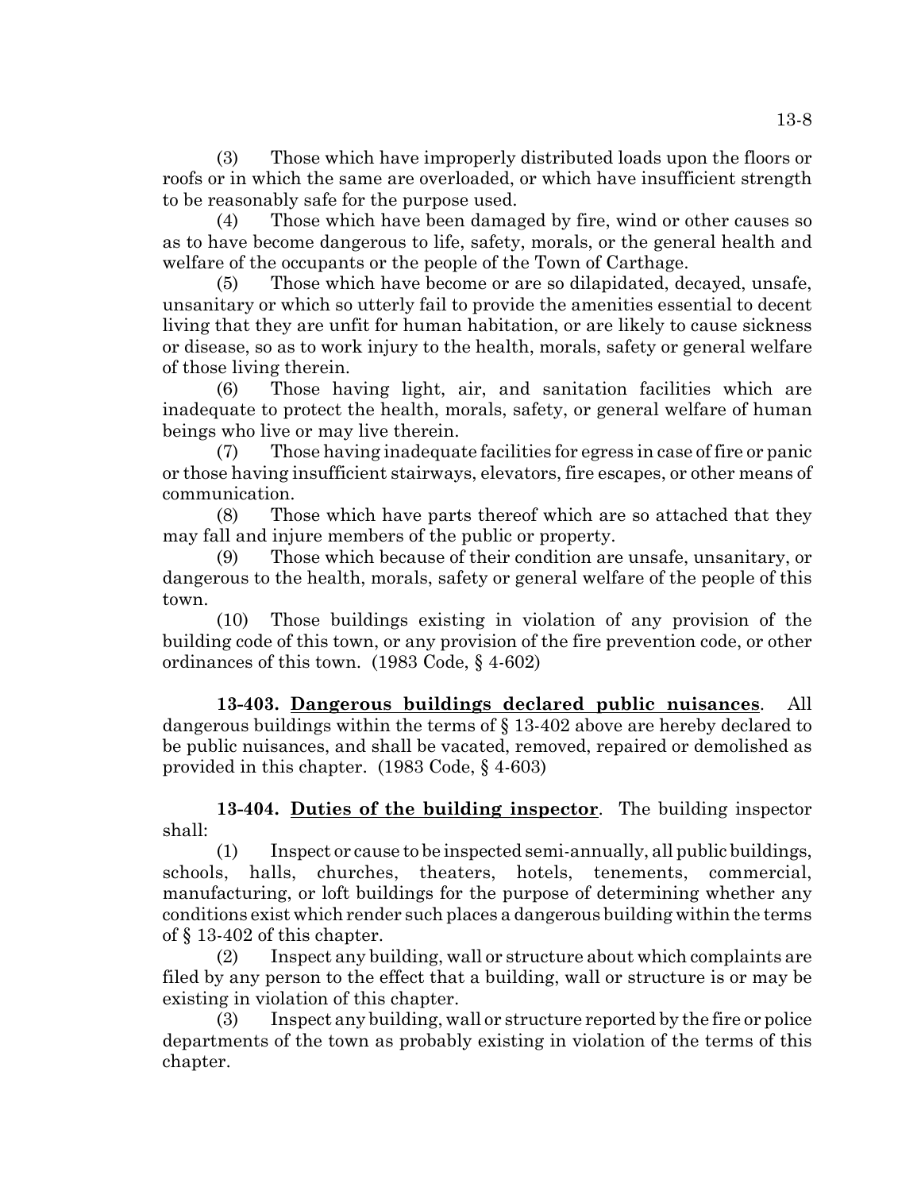(3) Those which have improperly distributed loads upon the floors or roofs or in which the same are overloaded, or which have insufficient strength to be reasonably safe for the purpose used.

(4) Those which have been damaged by fire, wind or other causes so as to have become dangerous to life, safety, morals, or the general health and welfare of the occupants or the people of the Town of Carthage.

(5) Those which have become or are so dilapidated, decayed, unsafe, unsanitary or which so utterly fail to provide the amenities essential to decent living that they are unfit for human habitation, or are likely to cause sickness or disease, so as to work injury to the health, morals, safety or general welfare of those living therein.

(6) Those having light, air, and sanitation facilities which are inadequate to protect the health, morals, safety, or general welfare of human beings who live or may live therein.

(7) Those having inadequate facilities for egress in case of fire or panic or those having insufficient stairways, elevators, fire escapes, or other means of communication.

(8) Those which have parts thereof which are so attached that they may fall and injure members of the public or property.

(9) Those which because of their condition are unsafe, unsanitary, or dangerous to the health, morals, safety or general welfare of the people of this town.

(10) Those buildings existing in violation of any provision of the building code of this town, or any provision of the fire prevention code, or other ordinances of this town. (1983 Code, § 4-602)

**13-403. Dangerous buildings declared public nuisances**. All dangerous buildings within the terms of § 13-402 above are hereby declared to be public nuisances, and shall be vacated, removed, repaired or demolished as provided in this chapter. (1983 Code, § 4-603)

**13-404. Duties of the building inspector**. The building inspector shall:

(1) Inspect or cause to be inspected semi-annually, all public buildings, schools, halls, churches, theaters, hotels, tenements, commercial, manufacturing, or loft buildings for the purpose of determining whether any conditions exist which render such places a dangerous building within the terms of § 13-402 of this chapter.

(2) Inspect any building, wall or structure about which complaints are filed by any person to the effect that a building, wall or structure is or may be existing in violation of this chapter.

(3) Inspect any building, wall or structure reported by the fire or police departments of the town as probably existing in violation of the terms of this chapter.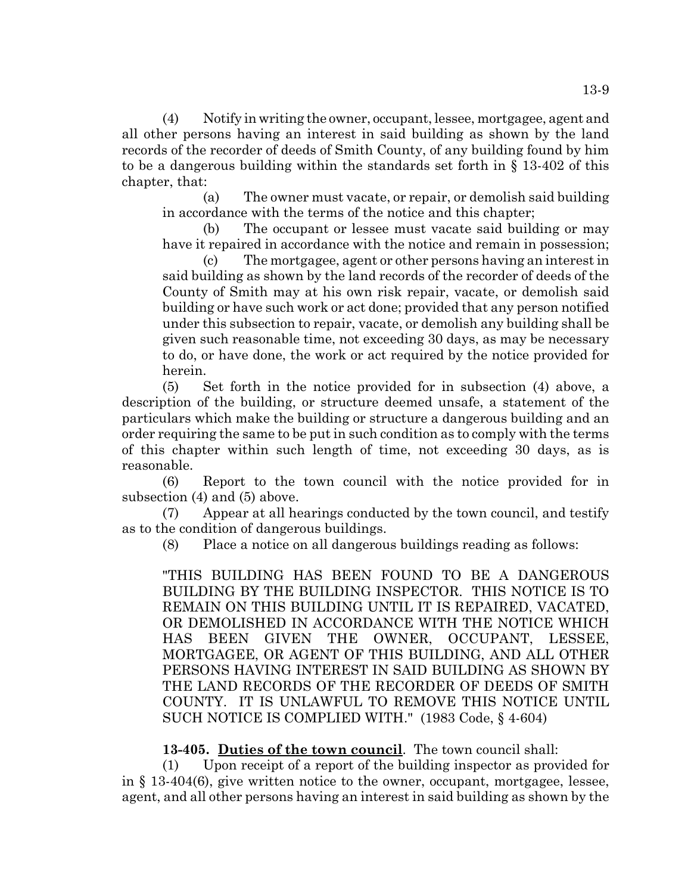(4) Notify in writing the owner, occupant, lessee, mortgagee, agent and all other persons having an interest in said building as shown by the land records of the recorder of deeds of Smith County, of any building found by him to be a dangerous building within the standards set forth in § 13-402 of this chapter, that:

(a) The owner must vacate, or repair, or demolish said building in accordance with the terms of the notice and this chapter;

(b) The occupant or lessee must vacate said building or may have it repaired in accordance with the notice and remain in possession;

(c) The mortgagee, agent or other persons having an interest in said building as shown by the land records of the recorder of deeds of the County of Smith may at his own risk repair, vacate, or demolish said building or have such work or act done; provided that any person notified under this subsection to repair, vacate, or demolish any building shall be given such reasonable time, not exceeding 30 days, as may be necessary to do, or have done, the work or act required by the notice provided for herein.

(5) Set forth in the notice provided for in subsection (4) above, a description of the building, or structure deemed unsafe, a statement of the particulars which make the building or structure a dangerous building and an order requiring the same to be put in such condition as to comply with the terms of this chapter within such length of time, not exceeding 30 days, as is reasonable.

(6) Report to the town council with the notice provided for in subsection (4) and (5) above.

(7) Appear at all hearings conducted by the town council, and testify as to the condition of dangerous buildings.

(8) Place a notice on all dangerous buildings reading as follows:

"THIS BUILDING HAS BEEN FOUND TO BE A DANGEROUS BUILDING BY THE BUILDING INSPECTOR. THIS NOTICE IS TO REMAIN ON THIS BUILDING UNTIL IT IS REPAIRED, VACATED, OR DEMOLISHED IN ACCORDANCE WITH THE NOTICE WHICH HAS BEEN GIVEN THE OWNER, OCCUPANT, LESSEE, MORTGAGEE, OR AGENT OF THIS BUILDING, AND ALL OTHER PERSONS HAVING INTEREST IN SAID BUILDING AS SHOWN BY THE LAND RECORDS OF THE RECORDER OF DEEDS OF SMITH COUNTY. IT IS UNLAWFUL TO REMOVE THIS NOTICE UNTIL SUCH NOTICE IS COMPLIED WITH." (1983 Code, § 4-604)

**13-405. Duties of the town council**. The town council shall:

(1) Upon receipt of a report of the building inspector as provided for in § 13-404(6), give written notice to the owner, occupant, mortgagee, lessee, agent, and all other persons having an interest in said building as shown by the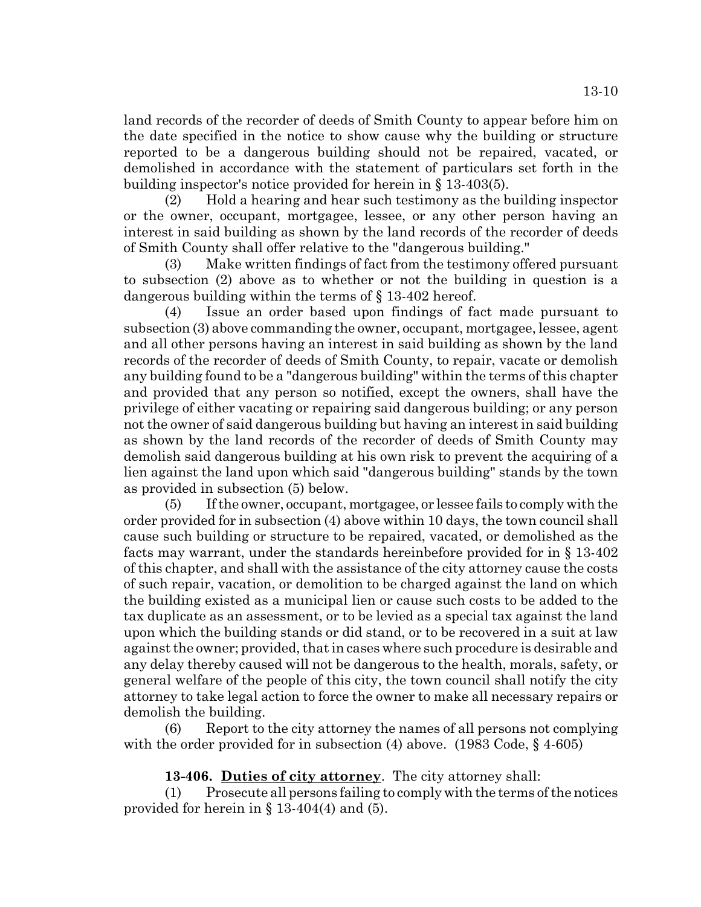land records of the recorder of deeds of Smith County to appear before him on the date specified in the notice to show cause why the building or structure reported to be a dangerous building should not be repaired, vacated, or demolished in accordance with the statement of particulars set forth in the building inspector's notice provided for herein in § 13-403(5).

(2) Hold a hearing and hear such testimony as the building inspector or the owner, occupant, mortgagee, lessee, or any other person having an interest in said building as shown by the land records of the recorder of deeds of Smith County shall offer relative to the "dangerous building."

(3) Make written findings of fact from the testimony offered pursuant to subsection (2) above as to whether or not the building in question is a dangerous building within the terms of § 13-402 hereof.

(4) Issue an order based upon findings of fact made pursuant to subsection (3) above commanding the owner, occupant, mortgagee, lessee, agent and all other persons having an interest in said building as shown by the land records of the recorder of deeds of Smith County, to repair, vacate or demolish any building found to be a "dangerous building" within the terms of this chapter and provided that any person so notified, except the owners, shall have the privilege of either vacating or repairing said dangerous building; or any person not the owner of said dangerous building but having an interest in said building as shown by the land records of the recorder of deeds of Smith County may demolish said dangerous building at his own risk to prevent the acquiring of a lien against the land upon which said "dangerous building" stands by the town as provided in subsection (5) below.

(5) If the owner, occupant, mortgagee, or lessee fails to comply with the order provided for in subsection (4) above within 10 days, the town council shall cause such building or structure to be repaired, vacated, or demolished as the facts may warrant, under the standards hereinbefore provided for in § 13-402 of this chapter, and shall with the assistance of the city attorney cause the costs of such repair, vacation, or demolition to be charged against the land on which the building existed as a municipal lien or cause such costs to be added to the tax duplicate as an assessment, or to be levied as a special tax against the land upon which the building stands or did stand, or to be recovered in a suit at law against the owner; provided, that in cases where such procedure is desirable and any delay thereby caused will not be dangerous to the health, morals, safety, or general welfare of the people of this city, the town council shall notify the city attorney to take legal action to force the owner to make all necessary repairs or demolish the building.

(6) Report to the city attorney the names of all persons not complying with the order provided for in subsection (4) above. (1983 Code, § 4-605)

**13-406. Duties of city attorney**. The city attorney shall:

(1) Prosecute all persons failing to comply with the terms of the notices provided for herein in § 13-404(4) and (5).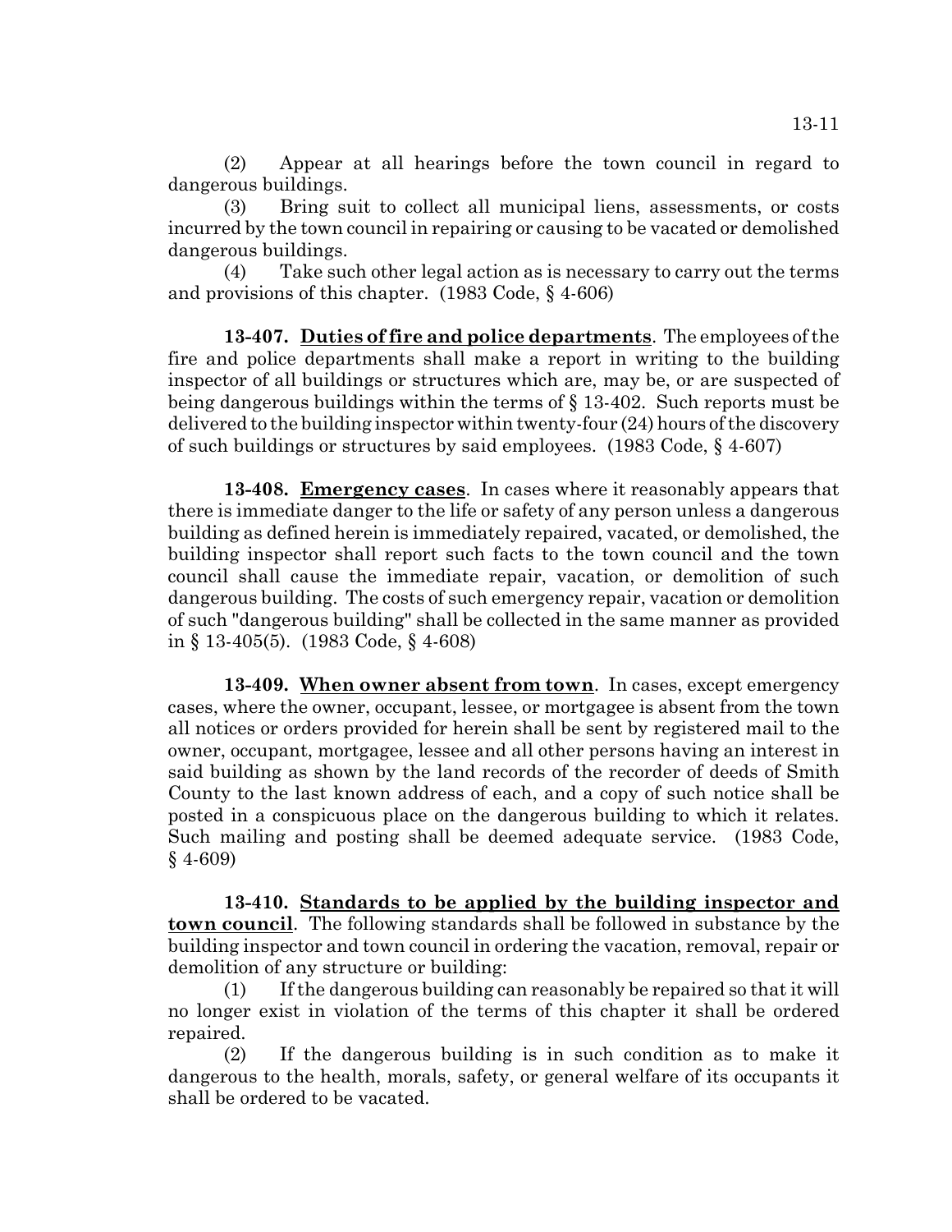(2) Appear at all hearings before the town council in regard to dangerous buildings.

(3) Bring suit to collect all municipal liens, assessments, or costs incurred by the town council in repairing or causing to be vacated or demolished dangerous buildings.

(4) Take such other legal action as is necessary to carry out the terms and provisions of this chapter. (1983 Code, § 4-606)

**13-407. Duties of fire and police departments**. The employees of the fire and police departments shall make a report in writing to the building inspector of all buildings or structures which are, may be, or are suspected of being dangerous buildings within the terms of § 13-402. Such reports must be delivered to the building inspector within twenty-four (24) hours of the discovery of such buildings or structures by said employees. (1983 Code, § 4-607)

**13-408. Emergency cases**. In cases where it reasonably appears that there is immediate danger to the life or safety of any person unless a dangerous building as defined herein is immediately repaired, vacated, or demolished, the building inspector shall report such facts to the town council and the town council shall cause the immediate repair, vacation, or demolition of such dangerous building. The costs of such emergency repair, vacation or demolition of such "dangerous building" shall be collected in the same manner as provided in § 13-405(5). (1983 Code, § 4-608)

**13-409. When owner absent from town**. In cases, except emergency cases, where the owner, occupant, lessee, or mortgagee is absent from the town all notices or orders provided for herein shall be sent by registered mail to the owner, occupant, mortgagee, lessee and all other persons having an interest in said building as shown by the land records of the recorder of deeds of Smith County to the last known address of each, and a copy of such notice shall be posted in a conspicuous place on the dangerous building to which it relates. Such mailing and posting shall be deemed adequate service. (1983 Code, § 4-609)

**13-410. Standards to be applied by the building inspector and town council**. The following standards shall be followed in substance by the building inspector and town council in ordering the vacation, removal, repair or demolition of any structure or building:

(1) If the dangerous building can reasonably be repaired so that it will no longer exist in violation of the terms of this chapter it shall be ordered repaired.

(2) If the dangerous building is in such condition as to make it dangerous to the health, morals, safety, or general welfare of its occupants it shall be ordered to be vacated.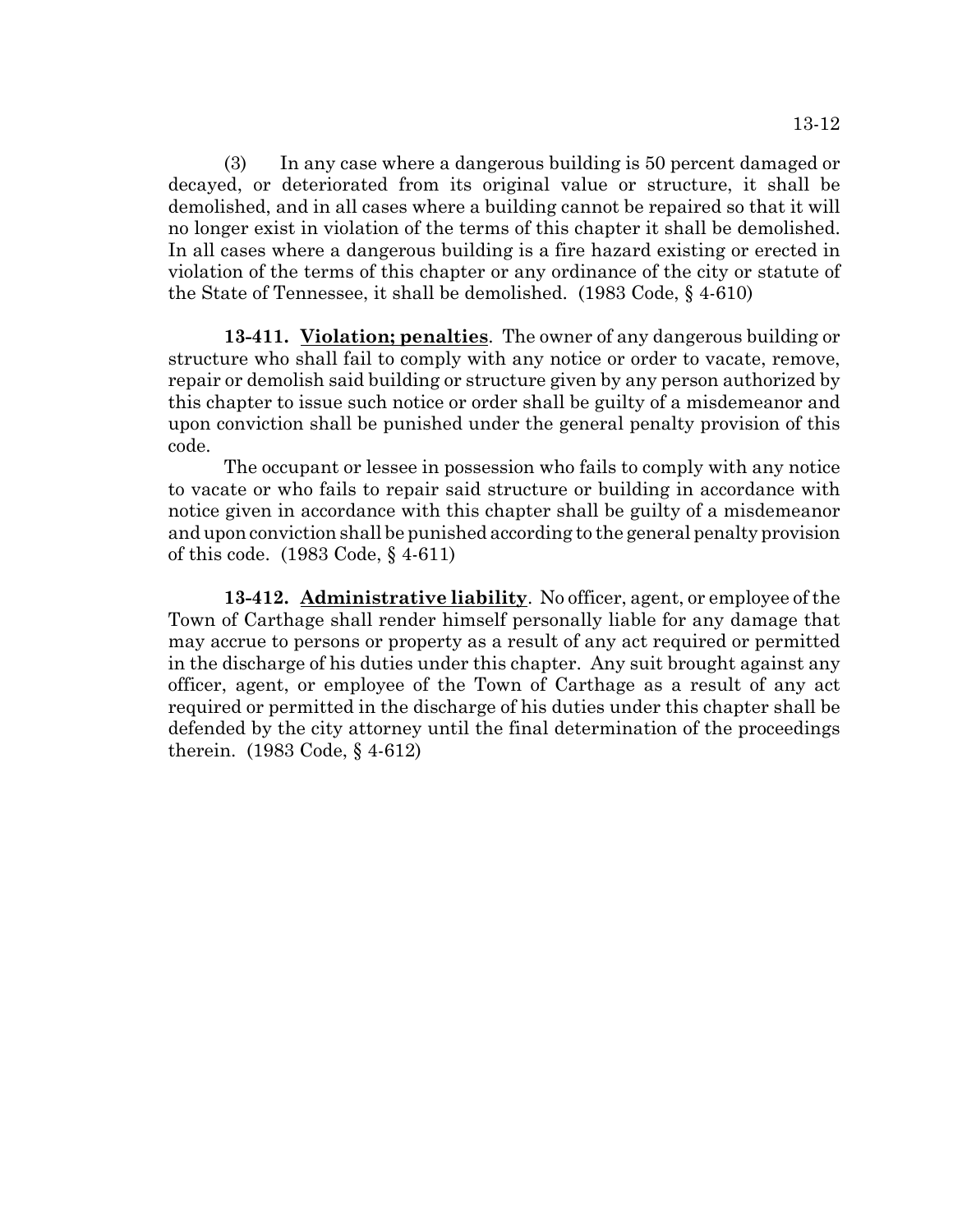(3) In any case where a dangerous building is 50 percent damaged or decayed, or deteriorated from its original value or structure, it shall be demolished, and in all cases where a building cannot be repaired so that it will no longer exist in violation of the terms of this chapter it shall be demolished. In all cases where a dangerous building is a fire hazard existing or erected in violation of the terms of this chapter or any ordinance of the city or statute of the State of Tennessee, it shall be demolished. (1983 Code, § 4-610)

**13-411. Violation; penalties**. The owner of any dangerous building or structure who shall fail to comply with any notice or order to vacate, remove, repair or demolish said building or structure given by any person authorized by this chapter to issue such notice or order shall be guilty of a misdemeanor and upon conviction shall be punished under the general penalty provision of this code.

The occupant or lessee in possession who fails to comply with any notice to vacate or who fails to repair said structure or building in accordance with notice given in accordance with this chapter shall be guilty of a misdemeanor and upon conviction shall be punished according to the general penalty provision of this code. (1983 Code, § 4-611)

**13-412. Administrative liability**. No officer, agent, or employee of the Town of Carthage shall render himself personally liable for any damage that may accrue to persons or property as a result of any act required or permitted in the discharge of his duties under this chapter. Any suit brought against any officer, agent, or employee of the Town of Carthage as a result of any act required or permitted in the discharge of his duties under this chapter shall be defended by the city attorney until the final determination of the proceedings therein. (1983 Code, § 4-612)